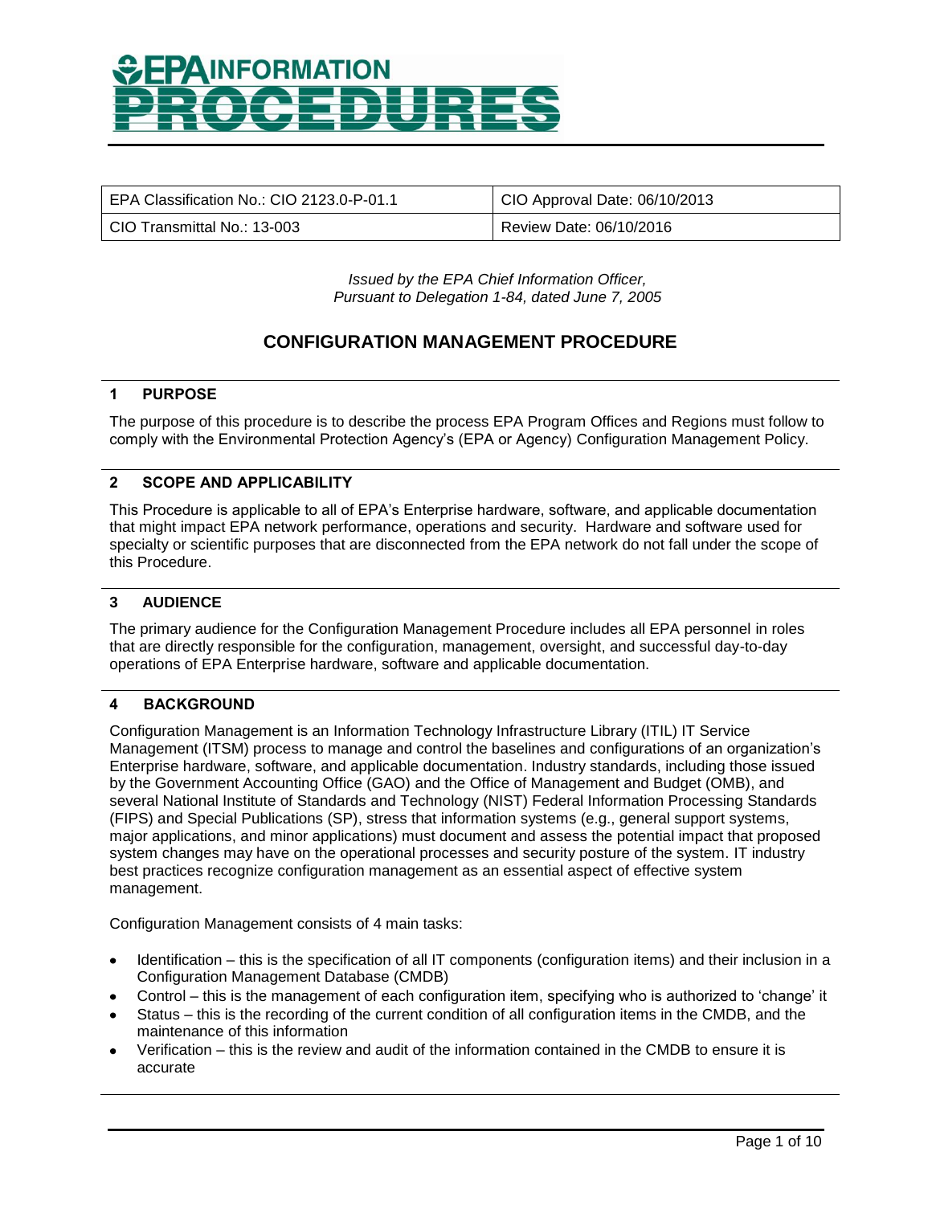# EPA INFORMATION PROCEDURES

| EPA Classification No.: CIO 2123.0-P-01.1 | CIO Approval Date: 06/10/2013 |
|---|---|
| CIO Transmittal No.: 13-003 | Review Date: 06/10/2016 |

*Issued by the EPA Chief Information Officer,*
*Pursuant to Delegation 1-84, dated June 7, 2005*

## CONFIGURATION MANAGEMENT PROCEDURE

### 1 PURPOSE

The purpose of this procedure is to describe the process EPA Program Offices and Regions must follow to comply with the Environmental Protection Agency's (EPA or Agency) Configuration Management Policy.

### 2 SCOPE AND APPLICABILITY

This Procedure is applicable to all of EPA's Enterprise hardware, software, and applicable documentation that might impact EPA network performance, operations and security. Hardware and software used for specialty or scientific purposes that are disconnected from the EPA network do not fall under the scope of this Procedure.

### 3 AUDIENCE

The primary audience for the Configuration Management Procedure includes all EPA personnel in roles that are directly responsible for the configuration, management, oversight, and successful day-to-day operations of EPA Enterprise hardware, software and applicable documentation.

### 4 BACKGROUND

Configuration Management is an Information Technology Infrastructure Library (ITIL) IT Service Management (ITSM) process to manage and control the baselines and configurations of an organization's Enterprise hardware, software, and applicable documentation. Industry standards, including those issued by the Government Accounting Office (GAO) and the Office of Management and Budget (OMB), and several National Institute of Standards and Technology (NIST) Federal Information Processing Standards (FIPS) and Special Publications (SP), stress that information systems (e.g., general support systems, major applications, and minor applications) must document and assess the potential impact that proposed system changes may have on the operational processes and security posture of the system. IT industry best practices recognize configuration management as an essential aspect of effective system management.

Configuration Management consists of 4 main tasks:

- Identification – this is the specification of all IT components (configuration items) and their inclusion in a Configuration Management Database (CMDB)
- Control – this is the management of each configuration item, specifying who is authorized to 'change' it
- Status – this is the recording of the current condition of all configuration items in the CMDB, and the maintenance of this information
- Verification – this is the review and audit of the information contained in the CMDB to ensure it is accurate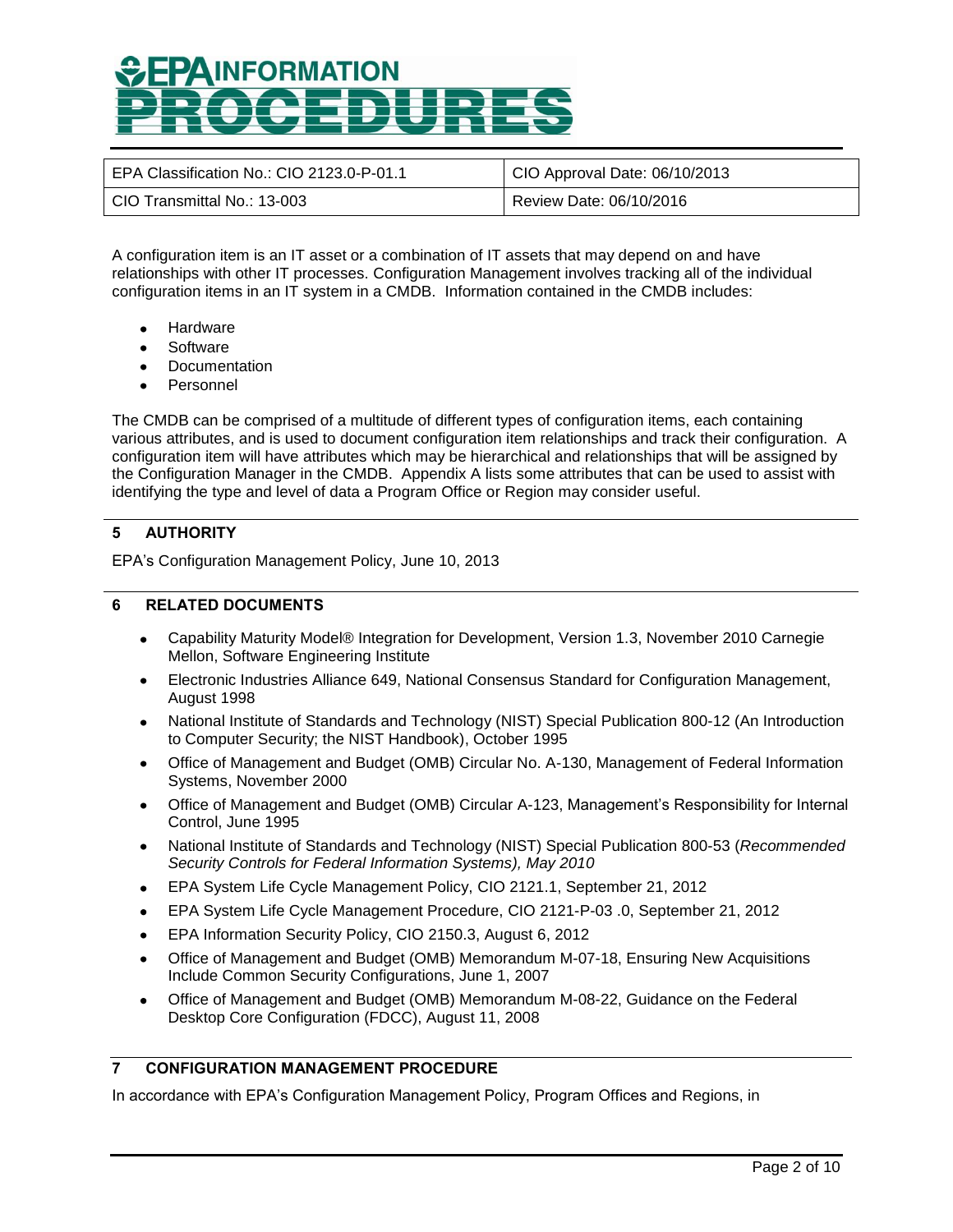A configuration item is an IT asset or a combination of IT assets that may depend on and have relationships with other IT processes. Configuration Management involves tracking all of the individual configuration items in an IT system in a CMDB. Information contained in the CMDB includes:

- Hardware
- Software
- Documentation
- Personnel

The CMDB can be comprised of a multitude of different types of configuration items, each containing various attributes, and is used to document configuration item relationships and track their configuration. A configuration item will have attributes which may be hierarchical and relationships that will be assigned by the Configuration Manager in the CMDB. Appendix A lists some attributes that can be used to assist with identifying the type and level of data a Program Office or Region may consider useful.

## 5 AUTHORITY

EPA's Configuration Management Policy, June 10, 2013

## 6 RELATED DOCUMENTS

- Capability Maturity Model® Integration for Development, Version 1.3, November 2010 Carnegie Mellon, Software Engineering Institute
- Electronic Industries Alliance 649, National Consensus Standard for Configuration Management, August 1998
- National Institute of Standards and Technology (NIST) Special Publication 800-12 (An Introduction to Computer Security; the NIST Handbook), October 1995
- Office of Management and Budget (OMB) Circular No. A-130, Management of Federal Information Systems, November 2000
- Office of Management and Budget (OMB) Circular A-123, Management's Responsibility for Internal Control, June 1995
- National Institute of Standards and Technology (NIST) Special Publication 800-53 (*Recommended Security Controls for Federal Information Systems), May 2010*
- EPA System Life Cycle Management Policy, CIO 2121.1, September 21, 2012
- EPA System Life Cycle Management Procedure, CIO 2121-P-03 .0, September 21, 2012
- EPA Information Security Policy, CIO 2150.3, August 6, 2012
- Office of Management and Budget (OMB) Memorandum M-07-18, Ensuring New Acquisitions Include Common Security Configurations, June 1, 2007
- Office of Management and Budget (OMB) Memorandum M-08-22, Guidance on the Federal Desktop Core Configuration (FDCC), August 11, 2008

## 7 CONFIGURATION MANAGEMENT PROCEDURE

In accordance with EPA's Configuration Management Policy, Program Offices and Regions, in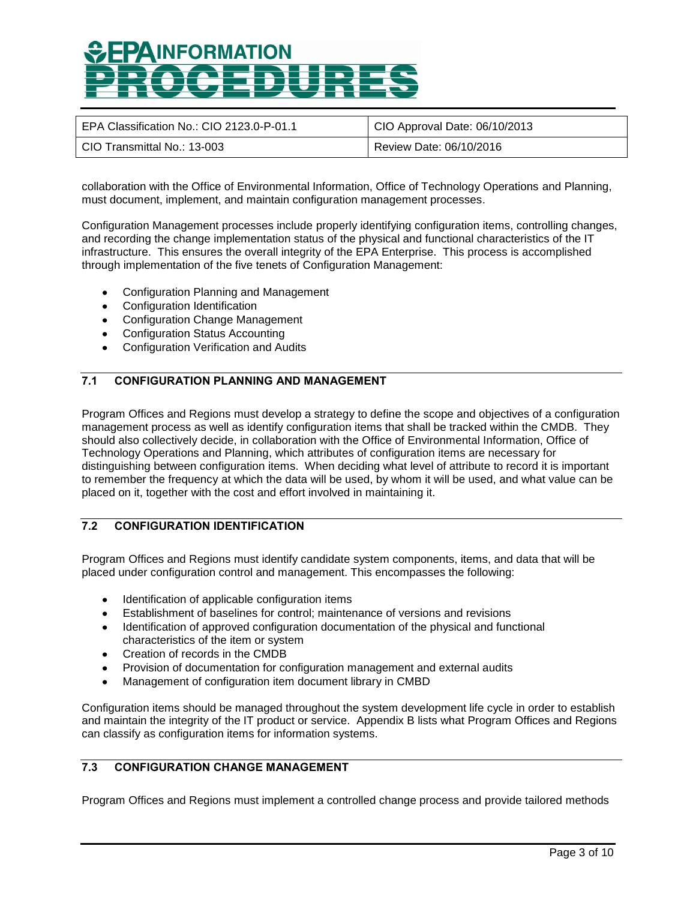collaboration with the Office of Environmental Information, Office of Technology Operations and Planning, must document, implement, and maintain configuration management processes.

Configuration Management processes include properly identifying configuration items, controlling changes, and recording the change implementation status of the physical and functional characteristics of the IT infrastructure. This ensures the overall integrity of the EPA Enterprise. This process is accomplished through implementation of the five tenets of Configuration Management:

- Configuration Planning and Management
- Configuration Identification
- Configuration Change Management
- Configuration Status Accounting
- Configuration Verification and Audits

## 7.1 CONFIGURATION PLANNING AND MANAGEMENT

Program Offices and Regions must develop a strategy to define the scope and objectives of a configuration management process as well as identify configuration items that shall be tracked within the CMDB. They should also collectively decide, in collaboration with the Office of Environmental Information, Office of Technology Operations and Planning, which attributes of configuration items are necessary for distinguishing between configuration items. When deciding what level of attribute to record it is important to remember the frequency at which the data will be used, by whom it will be used, and what value can be placed on it, together with the cost and effort involved in maintaining it.

## 7.2 CONFIGURATION IDENTIFICATION

Program Offices and Regions must identify candidate system components, items, and data that will be placed under configuration control and management. This encompasses the following:

- Identification of applicable configuration items
- Establishment of baselines for control; maintenance of versions and revisions
- Identification of approved configuration documentation of the physical and functional characteristics of the item or system
- Creation of records in the CMDB
- Provision of documentation for configuration management and external audits
- Management of configuration item document library in CMBD

Configuration items should be managed throughout the system development life cycle in order to establish and maintain the integrity of the IT product or service. Appendix B lists what Program Offices and Regions can classify as configuration items for information systems.

## 7.3 CONFIGURATION CHANGE MANAGEMENT

Program Offices and Regions must implement a controlled change process and provide tailored methods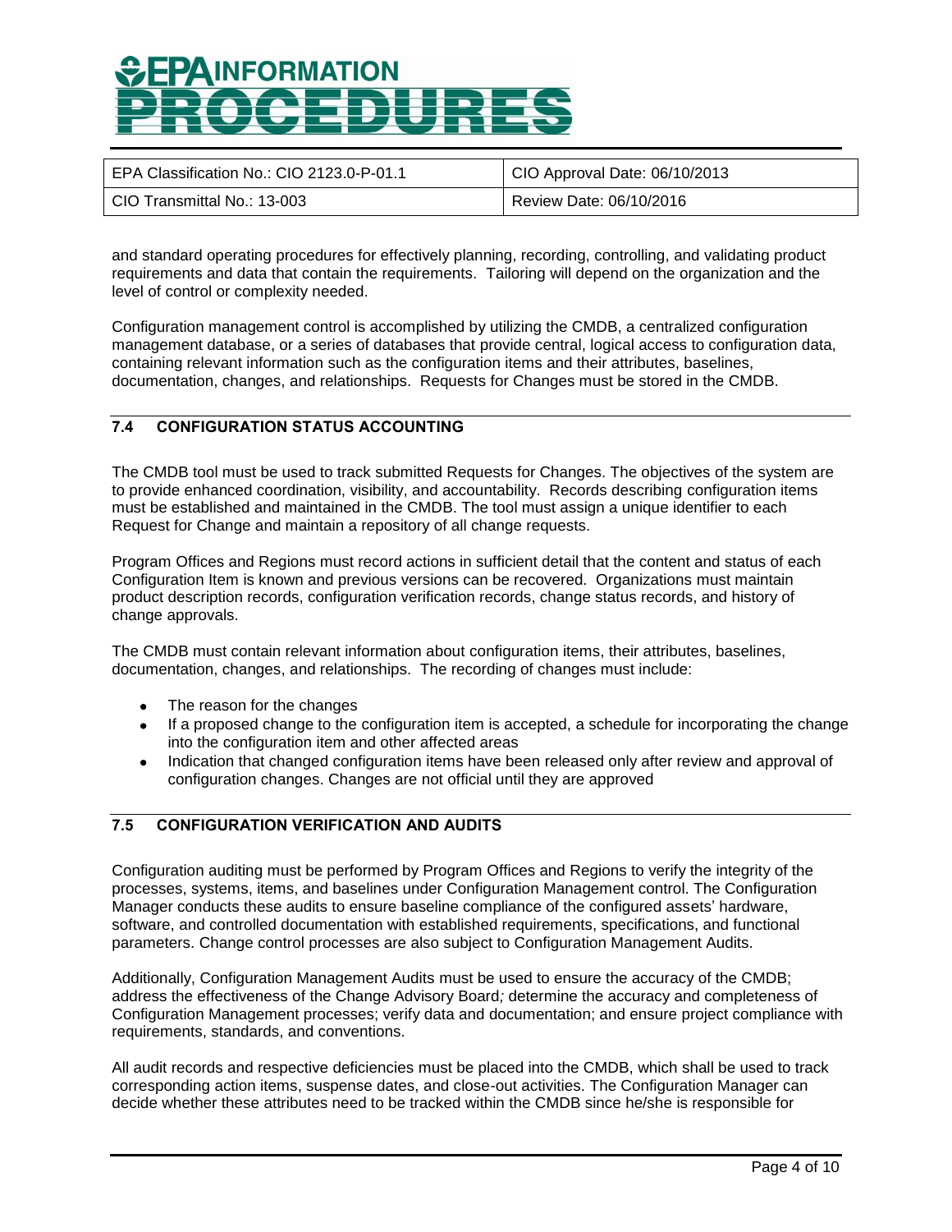and standard operating procedures for effectively planning, recording, controlling, and validating product requirements and data that contain the requirements. Tailoring will depend on the organization and the level of control or complexity needed.

Configuration management control is accomplished by utilizing the CMDB, a centralized configuration management database, or a series of databases that provide central, logical access to configuration data, containing relevant information such as the configuration items and their attributes, baselines, documentation, changes, and relationships. Requests for Changes must be stored in the CMDB.

## 7.4 CONFIGURATION STATUS ACCOUNTING

The CMDB tool must be used to track submitted Requests for Changes. The objectives of the system are to provide enhanced coordination, visibility, and accountability. Records describing configuration items must be established and maintained in the CMDB. The tool must assign a unique identifier to each Request for Change and maintain a repository of all change requests.

Program Offices and Regions must record actions in sufficient detail that the content and status of each Configuration Item is known and previous versions can be recovered. Organizations must maintain product description records, configuration verification records, change status records, and history of change approvals.

The CMDB must contain relevant information about configuration items, their attributes, baselines, documentation, changes, and relationships. The recording of changes must include:

- The reason for the changes
- If a proposed change to the configuration item is accepted, a schedule for incorporating the change into the configuration item and other affected areas
- Indication that changed configuration items have been released only after review and approval of configuration changes. Changes are not official until they are approved

## 7.5 CONFIGURATION VERIFICATION AND AUDITS

Configuration auditing must be performed by Program Offices and Regions to verify the integrity of the processes, systems, items, and baselines under Configuration Management control. The Configuration Manager conducts these audits to ensure baseline compliance of the configured assets' hardware, software, and controlled documentation with established requirements, specifications, and functional parameters. Change control processes are also subject to Configuration Management Audits.

Additionally, Configuration Management Audits must be used to ensure the accuracy of the CMDB; address the effectiveness of the Change Advisory Board*;* determine the accuracy and completeness of Configuration Management processes; verify data and documentation; and ensure project compliance with requirements, standards, and conventions.

All audit records and respective deficiencies must be placed into the CMDB, which shall be used to track corresponding action items, suspense dates, and close-out activities. The Configuration Manager can decide whether these attributes need to be tracked within the CMDB since he/she is responsible for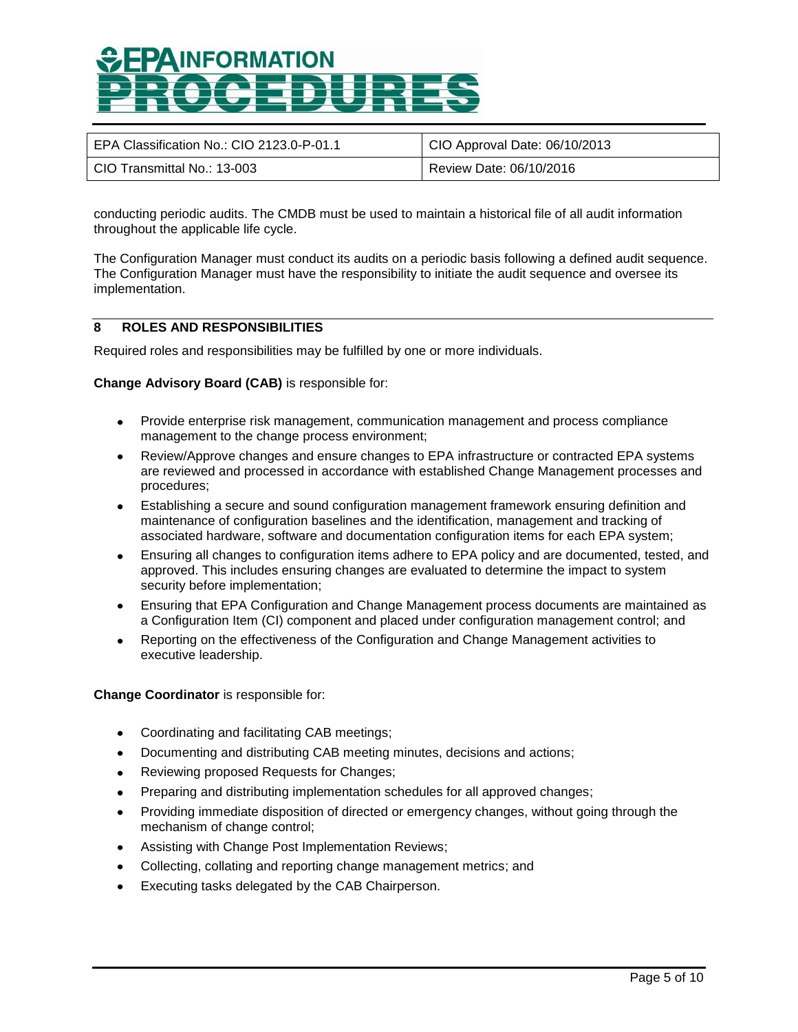conducting periodic audits. The CMDB must be used to maintain a historical file of all audit information throughout the applicable life cycle.

The Configuration Manager must conduct its audits on a periodic basis following a defined audit sequence. The Configuration Manager must have the responsibility to initiate the audit sequence and oversee its implementation.

## 8 ROLES AND RESPONSIBILITIES

Required roles and responsibilities may be fulfilled by one or more individuals.

**Change Advisory Board (CAB)** is responsible for:

- Provide enterprise risk management, communication management and process compliance management to the change process environment;
- Review/Approve changes and ensure changes to EPA infrastructure or contracted EPA systems are reviewed and processed in accordance with established Change Management processes and procedures;
- Establishing a secure and sound configuration management framework ensuring definition and maintenance of configuration baselines and the identification, management and tracking of associated hardware, software and documentation configuration items for each EPA system;
- Ensuring all changes to configuration items adhere to EPA policy and are documented, tested, and approved. This includes ensuring changes are evaluated to determine the impact to system security before implementation;
- Ensuring that EPA Configuration and Change Management process documents are maintained as a Configuration Item (CI) component and placed under configuration management control; and
- Reporting on the effectiveness of the Configuration and Change Management activities to executive leadership.

**Change Coordinator** is responsible for:

- Coordinating and facilitating CAB meetings;
- Documenting and distributing CAB meeting minutes, decisions and actions;
- Reviewing proposed Requests for Changes;
- Preparing and distributing implementation schedules for all approved changes;
- Providing immediate disposition of directed or emergency changes, without going through the mechanism of change control;
- Assisting with Change Post Implementation Reviews;
- Collecting, collating and reporting change management metrics; and
- Executing tasks delegated by the CAB Chairperson.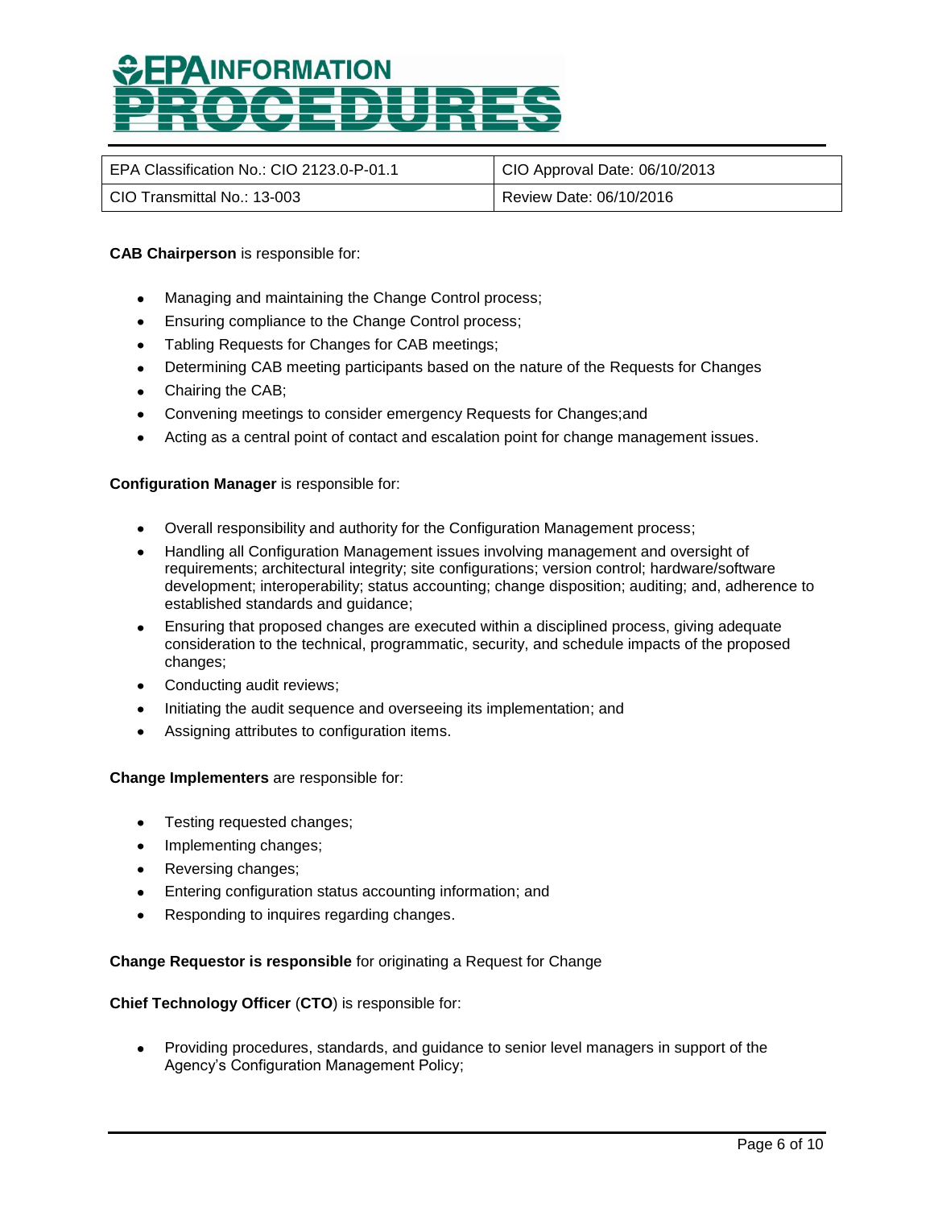**CAB Chairperson** is responsible for:

- Managing and maintaining the Change Control process;
- Ensuring compliance to the Change Control process;
- Tabling Requests for Changes for CAB meetings;
- Determining CAB meeting participants based on the nature of the Requests for Changes
- Chairing the CAB;
- Convening meetings to consider emergency Requests for Changes;and
- Acting as a central point of contact and escalation point for change management issues.

**Configuration Manager** is responsible for:

- Overall responsibility and authority for the Configuration Management process;
- Handling all Configuration Management issues involving management and oversight of requirements; architectural integrity; site configurations; version control; hardware/software development; interoperability; status accounting; change disposition; auditing; and, adherence to established standards and guidance;
- Ensuring that proposed changes are executed within a disciplined process, giving adequate consideration to the technical, programmatic, security, and schedule impacts of the proposed changes;
- Conducting audit reviews;
- Initiating the audit sequence and overseeing its implementation; and
- Assigning attributes to configuration items.

**Change Implementers** are responsible for:

- Testing requested changes;
- Implementing changes;
- Reversing changes;
- Entering configuration status accounting information; and
- Responding to inquires regarding changes.

**Change Requestor is responsible** for originating a Request for Change

**Chief Technology Officer** (**CTO**) is responsible for:

- Providing procedures, standards, and guidance to senior level managers in support of the Agency's Configuration Management Policy;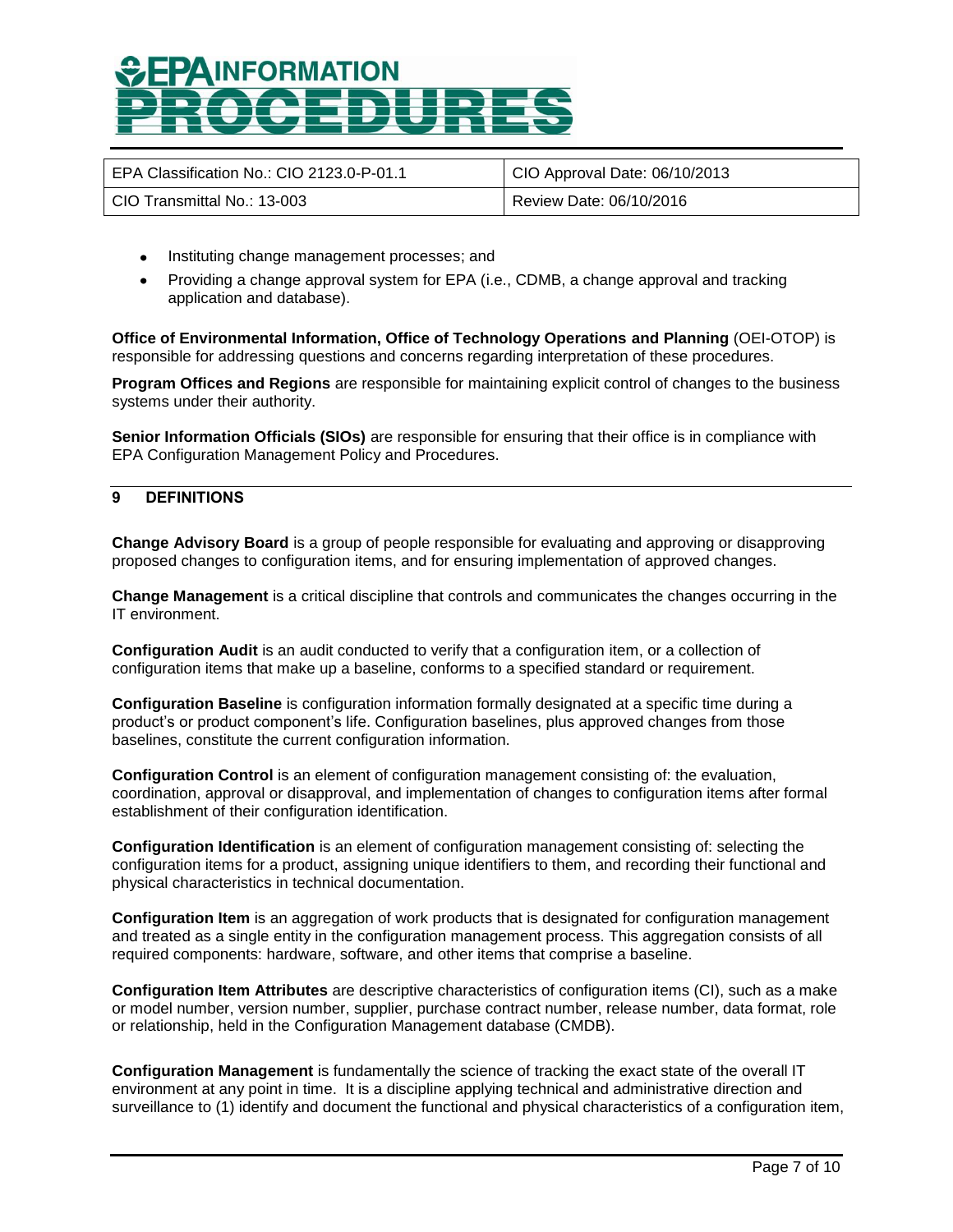- Instituting change management processes; and
- Providing a change approval system for EPA (i.e., CDMB, a change approval and tracking application and database).

**Office of Environmental Information, Office of Technology Operations and Planning** (OEI-OTOP) is responsible for addressing questions and concerns regarding interpretation of these procedures.

**Program Offices and Regions** are responsible for maintaining explicit control of changes to the business systems under their authority.

**Senior Information Officials (SIOs)** are responsible for ensuring that their office is in compliance with EPA Configuration Management Policy and Procedures.

## 9 DEFINITIONS

**Change Advisory Board** is a group of people responsible for evaluating and approving or disapproving proposed changes to configuration items, and for ensuring implementation of approved changes.

**Change Management** is a critical discipline that controls and communicates the changes occurring in the IT environment.

**Configuration Audit** is an audit conducted to verify that a configuration item, or a collection of configuration items that make up a baseline, conforms to a specified standard or requirement.

**Configuration Baseline** is configuration information formally designated at a specific time during a product's or product component's life. Configuration baselines, plus approved changes from those baselines, constitute the current configuration information.

**Configuration Control** is an element of configuration management consisting of: the evaluation, coordination, approval or disapproval, and implementation of changes to configuration items after formal establishment of their configuration identification.

**Configuration Identification** is an element of configuration management consisting of: selecting the configuration items for a product, assigning unique identifiers to them, and recording their functional and physical characteristics in technical documentation.

**Configuration Item** is an aggregation of work products that is designated for configuration management and treated as a single entity in the configuration management process. This aggregation consists of all required components: hardware, software, and other items that comprise a baseline.

**Configuration Item Attributes** are descriptive characteristics of configuration items (CI), such as a make or model number, version number, supplier, purchase contract number, release number, data format, role or relationship, held in the Configuration Management database (CMDB).

**Configuration Management** is fundamentally the science of tracking the exact state of the overall IT environment at any point in time. It is a discipline applying technical and administrative direction and surveillance to (1) identify and document the functional and physical characteristics of a configuration item,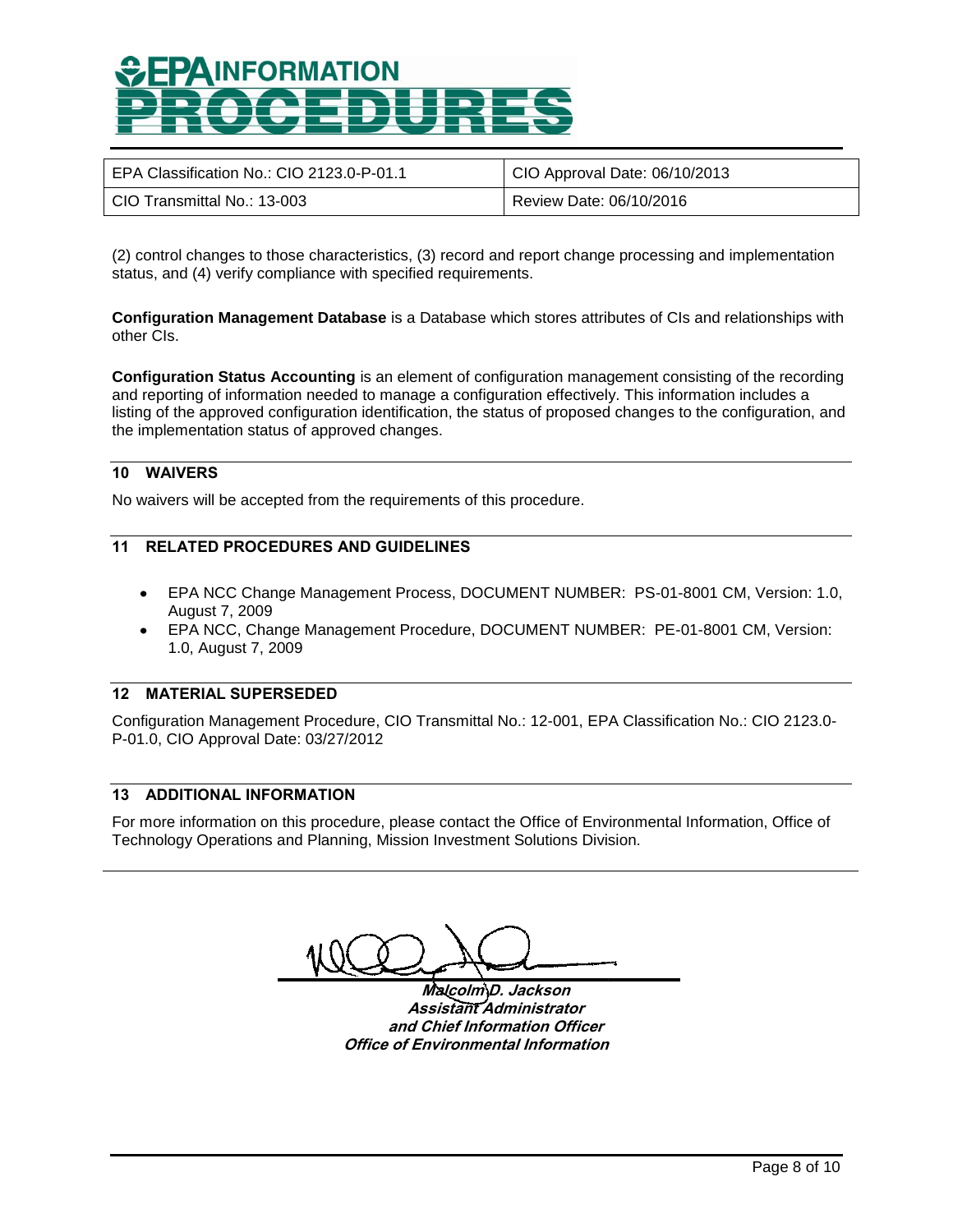(2) control changes to those characteristics, (3) record and report change processing and implementation status, and (4) verify compliance with specified requirements.

**Configuration Management Database** is a Database which stores attributes of CIs and relationships with other CIs.

**Configuration Status Accounting** is an element of configuration management consisting of the recording and reporting of information needed to manage a configuration effectively. This information includes a listing of the approved configuration identification, the status of proposed changes to the configuration, and the implementation status of approved changes.

## 10 WAIVERS

No waivers will be accepted from the requirements of this procedure.

## 11 RELATED PROCEDURES AND GUIDELINES

- EPA NCC Change Management Process, DOCUMENT NUMBER: PS-01-8001 CM, Version: 1.0, August 7, 2009
- EPA NCC, Change Management Procedure, DOCUMENT NUMBER: PE-01-8001 CM, Version: 1.0, August 7, 2009

## 12 MATERIAL SUPERSEDED

Configuration Management Procedure, CIO Transmittal No.: 12-001, EPA Classification No.: CIO 2123.0-P-01.0, CIO Approval Date: 03/27/2012

## 13 ADDITIONAL INFORMATION

For more information on this procedure, please contact the Office of Environmental Information, Office of Technology Operations and Planning, Mission Investment Solutions Division.

***Malcolm D. Jackson***
***Assistant Administrator***
***and Chief Information Officer***
***Office of Environmental Information***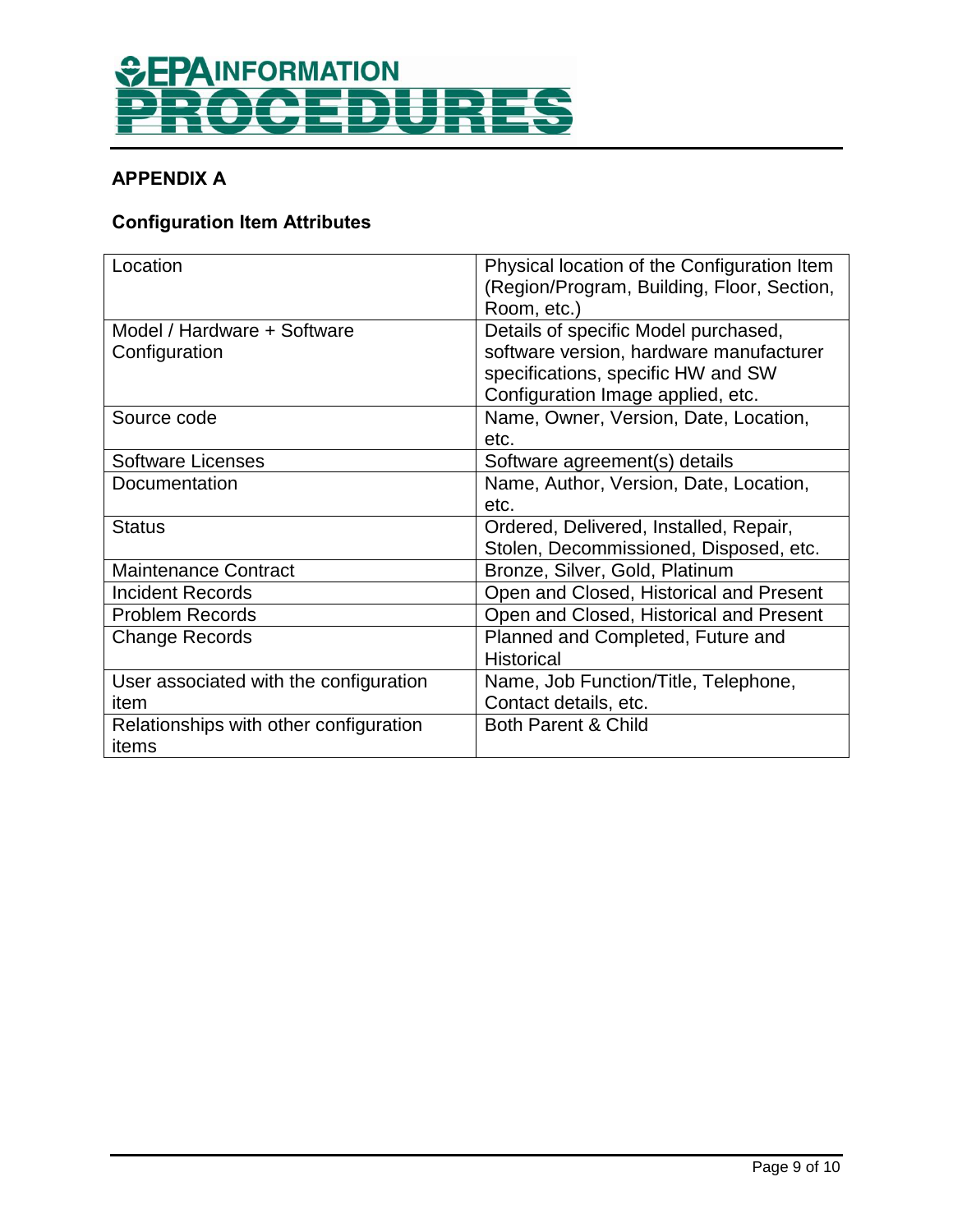## APPENDIX A

### Configuration Item Attributes

| | |
|---|---|
| Location | Physical location of the Configuration Item (Region/Program, Building, Floor, Section, Room, etc.) |
| Model / Hardware + Software Configuration | Details of specific Model purchased, software version, hardware manufacturer specifications, specific HW and SW Configuration Image applied, etc. |
| Source code | Name, Owner, Version, Date, Location, etc. |
| Software Licenses | Software agreement(s) details |
| Documentation | Name, Author, Version, Date, Location, etc. |
| Status | Ordered, Delivered, Installed, Repair, Stolen, Decommissioned, Disposed, etc. |
| Maintenance Contract | Bronze, Silver, Gold, Platinum |
| Incident Records | Open and Closed, Historical and Present |
| Problem Records | Open and Closed, Historical and Present |
| Change Records | Planned and Completed, Future and Historical |
| User associated with the configuration item | Name, Job Function/Title, Telephone, Contact details, etc. |
| Relationships with other configuration items | Both Parent & Child |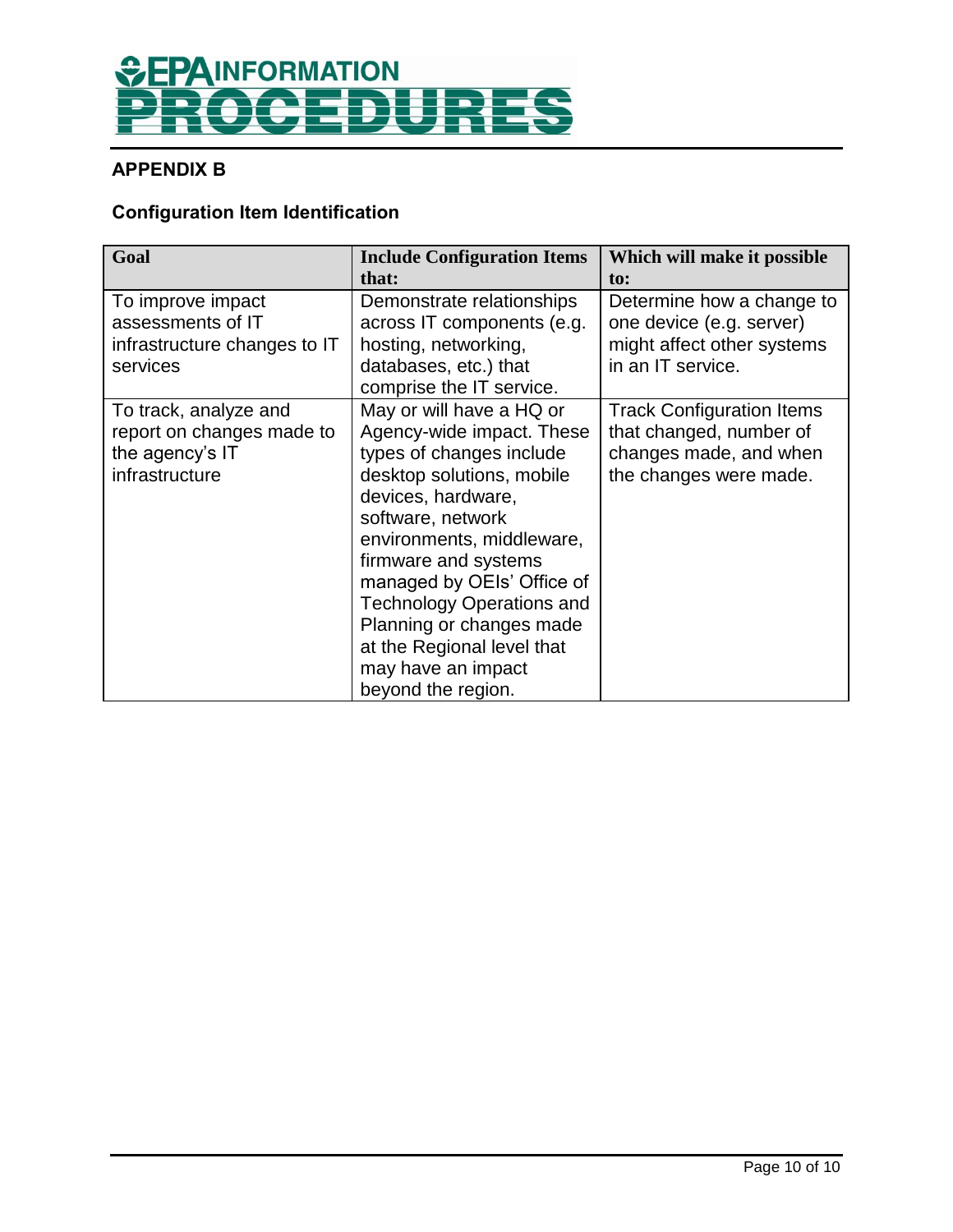## APPENDIX B

### Configuration Item Identification

| Goal | Include Configuration Items that: | Which will make it possible to: |
|---|---|---|
| To improve impact assessments of IT infrastructure changes to IT services | Demonstrate relationships across IT components (e.g. hosting, networking, databases, etc.) that comprise the IT service. | Determine how a change to one device (e.g. server) might affect other systems in an IT service. |
| To track, analyze and report on changes made to the agency's IT infrastructure | May or will have a HQ or Agency-wide impact. These types of changes include desktop solutions, mobile devices, hardware, software, network environments, middleware, firmware and systems managed by OEIs' Office of Technology Operations and Planning or changes made at the Regional level that may have an impact beyond the region. | Track Configuration Items that changed, number of changes made, and when the changes were made. |